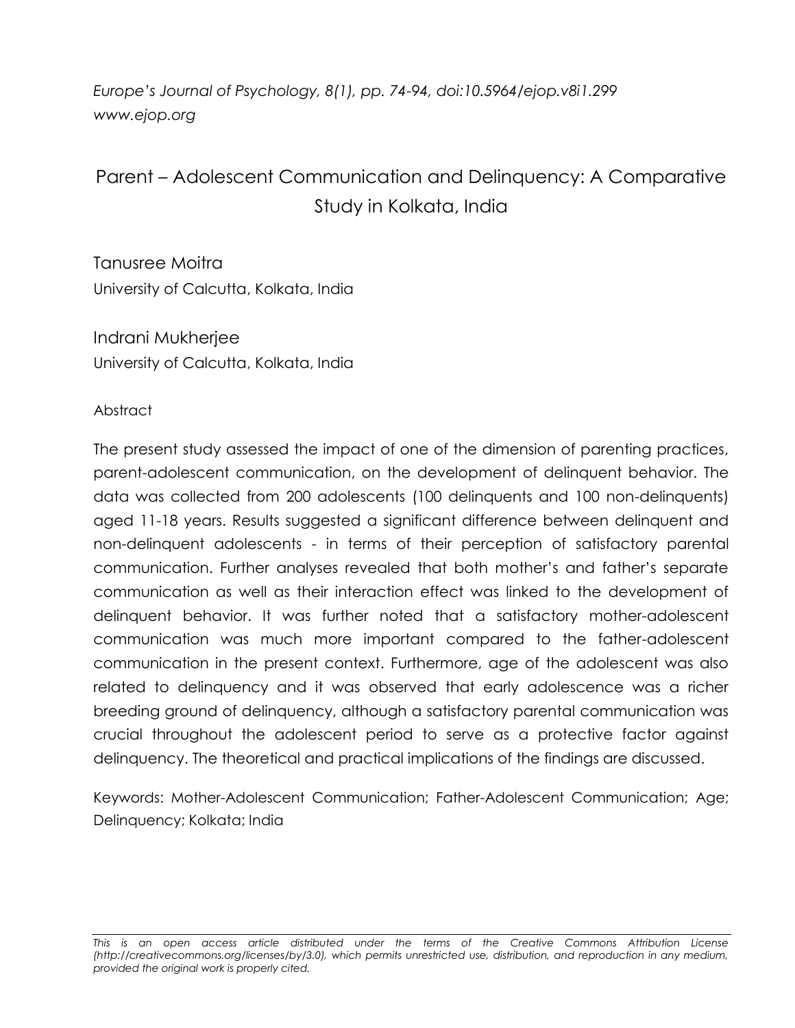*Europe's Journal of Psychology, 8(1), pp. 74-94, doi:10.5964/ejop.v8i1.299*
*www.ejop.org*

# Parent – Adolescent Communication and Delinquency: A Comparative Study in Kolkata, India

Tanusree Moitra
University of Calcutta, Kolkata, India

Indrani Mukherjee
University of Calcutta, Kolkata, India

## Abstract

The present study assessed the impact of one of the dimension of parenting practices, parent-adolescent communication, on the development of delinquent behavior. The data was collected from 200 adolescents (100 delinquents and 100 non-delinquents) aged 11-18 years. Results suggested a significant difference between delinquent and non-delinquent adolescents - in terms of their perception of satisfactory parental communication. Further analyses revealed that both mother's and father's separate communication as well as their interaction effect was linked to the development of delinquent behavior. It was further noted that a satisfactory mother-adolescent communication was much more important compared to the father-adolescent communication in the present context. Furthermore, age of the adolescent was also related to delinquency and it was observed that early adolescence was a richer breeding ground of delinquency, although a satisfactory parental communication was crucial throughout the adolescent period to serve as a protective factor against delinquency. The theoretical and practical implications of the findings are discussed.

Keywords: Mother-Adolescent Communication; Father-Adolescent Communication; Age; Delinquency; Kolkata; India

*This is an open access article distributed under the terms of the Creative Commons Attribution License (http://creativecommons.org/licenses/by/3.0), which permits unrestricted use, distribution, and reproduction in any medium, provided the original work is properly cited.*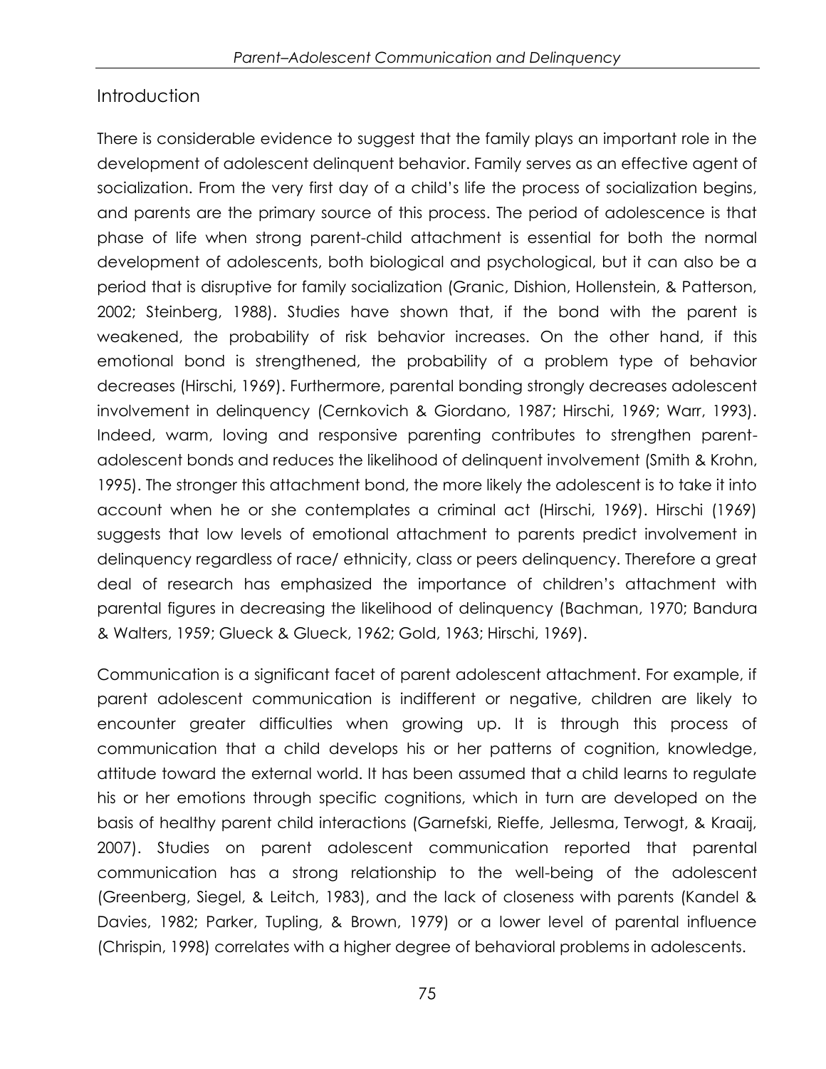## Introduction

There is considerable evidence to suggest that the family plays an important role in the development of adolescent delinquent behavior. Family serves as an effective agent of socialization. From the very first day of a child's life the process of socialization begins, and parents are the primary source of this process. The period of adolescence is that phase of life when strong parent-child attachment is essential for both the normal development of adolescents, both biological and psychological, but it can also be a period that is disruptive for family socialization (Granic, Dishion, Hollenstein, & Patterson, 2002; Steinberg, 1988). Studies have shown that, if the bond with the parent is weakened, the probability of risk behavior increases. On the other hand, if this emotional bond is strengthened, the probability of a problem type of behavior decreases (Hirschi, 1969). Furthermore, parental bonding strongly decreases adolescent involvement in delinquency (Cernkovich & Giordano, 1987; Hirschi, 1969; Warr, 1993). Indeed, warm, loving and responsive parenting contributes to strengthen parent-adolescent bonds and reduces the likelihood of delinquent involvement (Smith & Krohn, 1995). The stronger this attachment bond, the more likely the adolescent is to take it into account when he or she contemplates a criminal act (Hirschi, 1969). Hirschi (1969) suggests that low levels of emotional attachment to parents predict involvement in delinquency regardless of race/ ethnicity, class or peers delinquency. Therefore a great deal of research has emphasized the importance of children's attachment with parental figures in decreasing the likelihood of delinquency (Bachman, 1970; Bandura & Walters, 1959; Glueck & Glueck, 1962; Gold, 1963; Hirschi, 1969).

Communication is a significant facet of parent adolescent attachment. For example, if parent adolescent communication is indifferent or negative, children are likely to encounter greater difficulties when growing up. It is through this process of communication that a child develops his or her patterns of cognition, knowledge, attitude toward the external world. It has been assumed that a child learns to regulate his or her emotions through specific cognitions, which in turn are developed on the basis of healthy parent child interactions (Garnefski, Rieffe, Jellesma, Terwogt, & Kraaij, 2007). Studies on parent adolescent communication reported that parental communication has a strong relationship to the well-being of the adolescent (Greenberg, Siegel, & Leitch, 1983), and the lack of closeness with parents (Kandel & Davies, 1982; Parker, Tupling, & Brown, 1979) or a lower level of parental influence (Chrispin, 1998) correlates with a higher degree of behavioral problems in adolescents.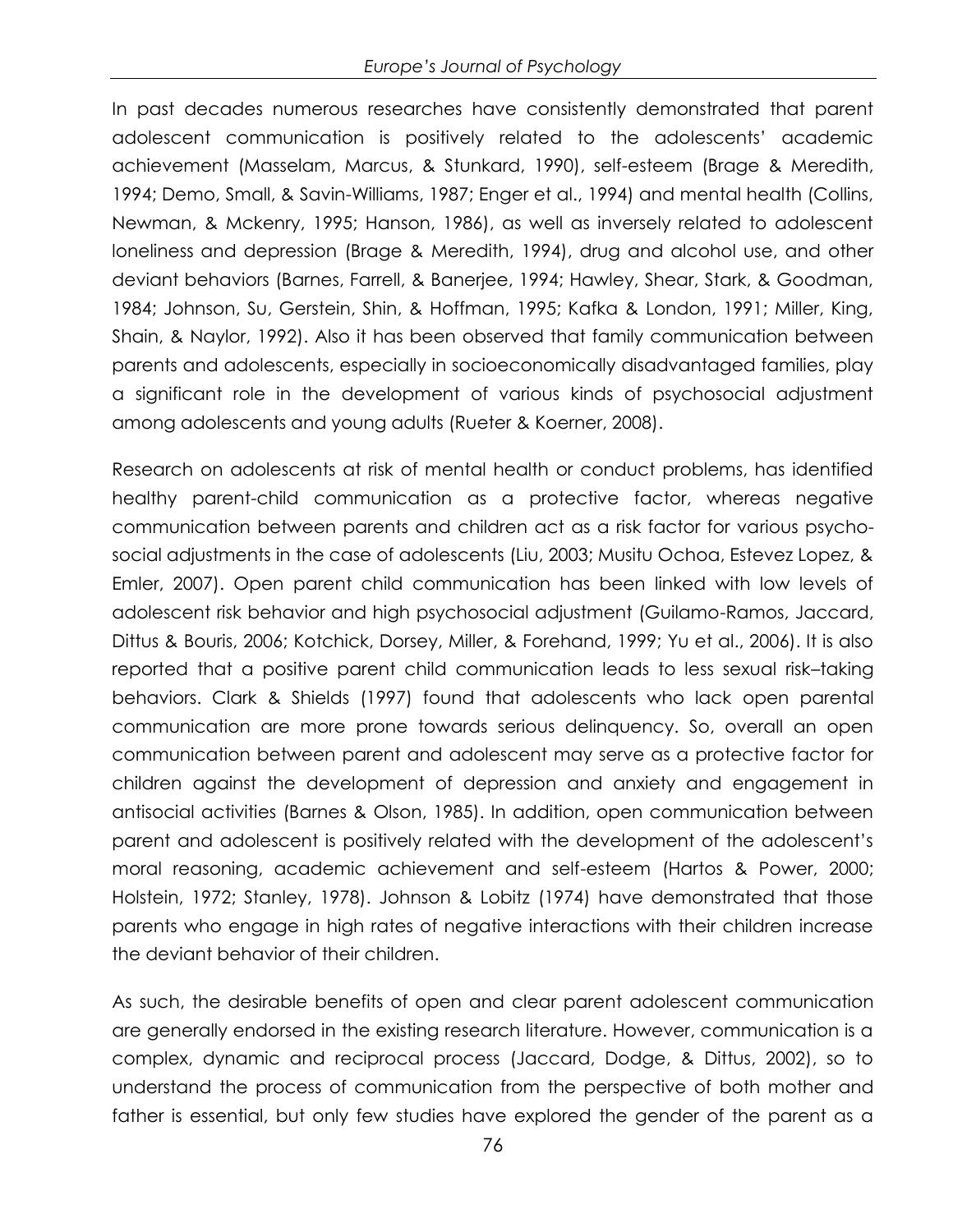In past decades numerous researches have consistently demonstrated that parent adolescent communication is positively related to the adolescents' academic achievement (Masselam, Marcus, & Stunkard, 1990), self-esteem (Brage & Meredith, 1994; Demo, Small, & Savin-Williams, 1987; Enger et al., 1994) and mental health (Collins, Newman, & Mckenry, 1995; Hanson, 1986), as well as inversely related to adolescent loneliness and depression (Brage & Meredith, 1994), drug and alcohol use, and other deviant behaviors (Barnes, Farrell, & Banerjee, 1994; Hawley, Shear, Stark, & Goodman, 1984; Johnson, Su, Gerstein, Shin, & Hoffman, 1995; Kafka & London, 1991; Miller, King, Shain, & Naylor, 1992). Also it has been observed that family communication between parents and adolescents, especially in socioeconomically disadvantaged families, play a significant role in the development of various kinds of psychosocial adjustment among adolescents and young adults (Rueter & Koerner, 2008).

Research on adolescents at risk of mental health or conduct problems, has identified healthy parent-child communication as a protective factor, whereas negative communication between parents and children act as a risk factor for various psycho-social adjustments in the case of adolescents (Liu, 2003; Musitu Ochoa, Estevez Lopez, & Emler, 2007). Open parent child communication has been linked with low levels of adolescent risk behavior and high psychosocial adjustment (Guilamo-Ramos, Jaccard, Dittus & Bouris, 2006; Kotchick, Dorsey, Miller, & Forehand, 1999; Yu et al., 2006). It is also reported that a positive parent child communication leads to less sexual risk–taking behaviors. Clark & Shields (1997) found that adolescents who lack open parental communication are more prone towards serious delinquency. So, overall an open communication between parent and adolescent may serve as a protective factor for children against the development of depression and anxiety and engagement in antisocial activities (Barnes & Olson, 1985). In addition, open communication between parent and adolescent is positively related with the development of the adolescent's moral reasoning, academic achievement and self-esteem (Hartos & Power, 2000; Holstein, 1972; Stanley, 1978). Johnson & Lobitz (1974) have demonstrated that those parents who engage in high rates of negative interactions with their children increase the deviant behavior of their children.

As such, the desirable benefits of open and clear parent adolescent communication are generally endorsed in the existing research literature. However, communication is a complex, dynamic and reciprocal process (Jaccard, Dodge, & Dittus, 2002), so to understand the process of communication from the perspective of both mother and father is essential, but only few studies have explored the gender of the parent as a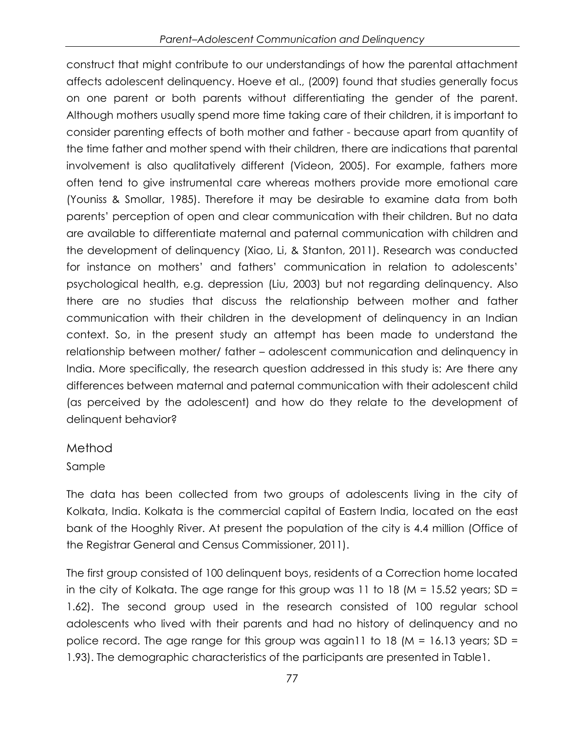construct that might contribute to our understandings of how the parental attachment affects adolescent delinquency. Hoeve et al., (2009) found that studies generally focus on one parent or both parents without differentiating the gender of the parent. Although mothers usually spend more time taking care of their children, it is important to consider parenting effects of both mother and father - because apart from quantity of the time father and mother spend with their children, there are indications that parental involvement is also qualitatively different (Videon, 2005). For example, fathers more often tend to give instrumental care whereas mothers provide more emotional care (Youniss & Smollar, 1985). Therefore it may be desirable to examine data from both parents' perception of open and clear communication with their children. But no data are available to differentiate maternal and paternal communication with children and the development of delinquency (Xiao, Li, & Stanton, 2011). Research was conducted for instance on mothers' and fathers' communication in relation to adolescents' psychological health, e.g. depression (Liu, 2003) but not regarding delinquency. Also there are no studies that discuss the relationship between mother and father communication with their children in the development of delinquency in an Indian context. So, in the present study an attempt has been made to understand the relationship between mother/ father – adolescent communication and delinquency in India. More specifically, the research question addressed in this study is: Are there any differences between maternal and paternal communication with their adolescent child (as perceived by the adolescent) and how do they relate to the development of delinquent behavior?

## Method

### Sample

The data has been collected from two groups of adolescents living in the city of Kolkata, India. Kolkata is the commercial capital of Eastern India, located on the east bank of the Hooghly River. At present the population of the city is 4.4 million (Office of the Registrar General and Census Commissioner, 2011).

The first group consisted of 100 delinquent boys, residents of a Correction home located in the city of Kolkata. The age range for this group was 11 to 18 ($M = 15.52$ years; $SD = 1.62$). The second group used in the research consisted of 100 regular school adolescents who lived with their parents and had no history of delinquency and no police record. The age range for this group was again11 to 18 ($M = 16.13$ years; $SD = 1.93$). The demographic characteristics of the participants are presented in Table1.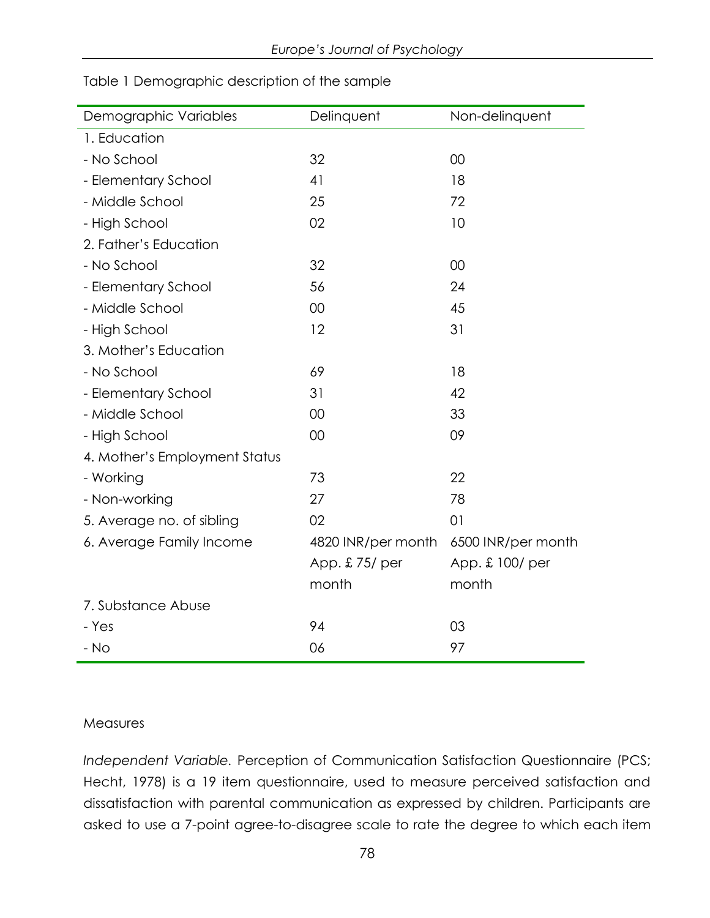Table 1 Demographic description of the sample

| Demographic Variables | Delinquent | Non-delinquent |
|---|---|---|
| 1. Education | | |
| - No School | 32 | 00 |
| - Elementary School | 41 | 18 |
| - Middle School | 25 | 72 |
| - High School | 02 | 10 |
| 2. Father's Education | | |
| - No School | 32 | 00 |
| - Elementary School | 56 | 24 |
| - Middle School | 00 | 45 |
| - High School | 12 | 31 |
| 3. Mother's Education | | |
| - No School | 69 | 18 |
| - Elementary School | 31 | 42 |
| - Middle School | 00 | 33 |
| - High School | 00 | 09 |
| 4. Mother's Employment Status | | |
| - Working | 73 | 22 |
| - Non-working | 27 | 78 |
| 5. Average no. of sibling | 02 | 01 |
| 6. Average Family Income | 4820 INR/per month App. £ 75/ per month | 6500 INR/per month App. £ 100/ per month |
| 7. Substance Abuse | | |
| - Yes | 94 | 03 |
| - No | 06 | 97 |

Measures

*Independent Variable.* Perception of Communication Satisfaction Questionnaire (PCS; Hecht, 1978) is a 19 item questionnaire, used to measure perceived satisfaction and dissatisfaction with parental communication as expressed by children. Participants are asked to use a 7-point agree-to-disagree scale to rate the degree to which each item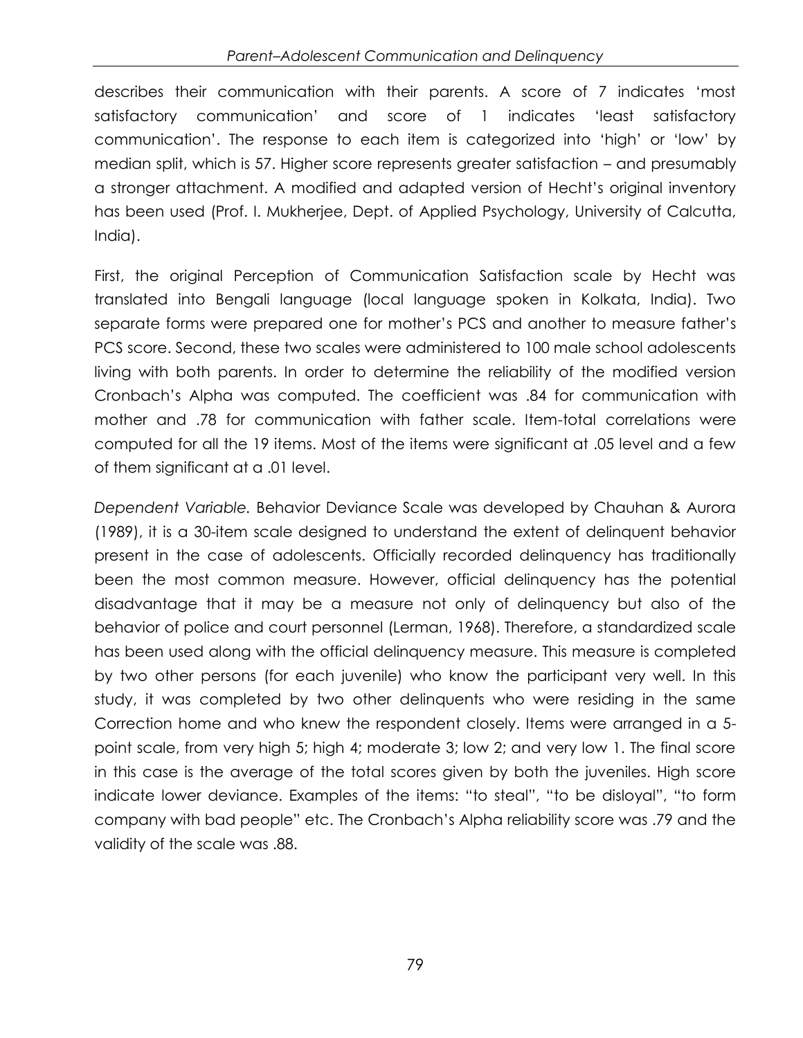describes their communication with their parents. A score of 7 indicates 'most satisfactory communication' and score of 1 indicates 'least satisfactory communication'. The response to each item is categorized into 'high' or 'low' by median split, which is 57. Higher score represents greater satisfaction – and presumably a stronger attachment. A modified and adapted version of Hecht's original inventory has been used (Prof. I. Mukherjee, Dept. of Applied Psychology, University of Calcutta, India).

First, the original Perception of Communication Satisfaction scale by Hecht was translated into Bengali language (local language spoken in Kolkata, India). Two separate forms were prepared one for mother's PCS and another to measure father's PCS score. Second, these two scales were administered to 100 male school adolescents living with both parents. In order to determine the reliability of the modified version Cronbach's Alpha was computed. The coefficient was .84 for communication with mother and .78 for communication with father scale. Item-total correlations were computed for all the 19 items. Most of the items were significant at .05 level and a few of them significant at a .01 level.

*Dependent Variable.* Behavior Deviance Scale was developed by Chauhan & Aurora (1989), it is a 30-item scale designed to understand the extent of delinquent behavior present in the case of adolescents. Officially recorded delinquency has traditionally been the most common measure. However, official delinquency has the potential disadvantage that it may be a measure not only of delinquency but also of the behavior of police and court personnel (Lerman, 1968). Therefore, a standardized scale has been used along with the official delinquency measure. This measure is completed by two other persons (for each juvenile) who know the participant very well. In this study, it was completed by two other delinquents who were residing in the same Correction home and who knew the respondent closely. Items were arranged in a 5-point scale, from very high 5; high 4; moderate 3; low 2; and very low 1. The final score in this case is the average of the total scores given by both the juveniles. High score indicate lower deviance. Examples of the items: "to steal", "to be disloyal", "to form company with bad people" etc. The Cronbach's Alpha reliability score was .79 and the validity of the scale was .88.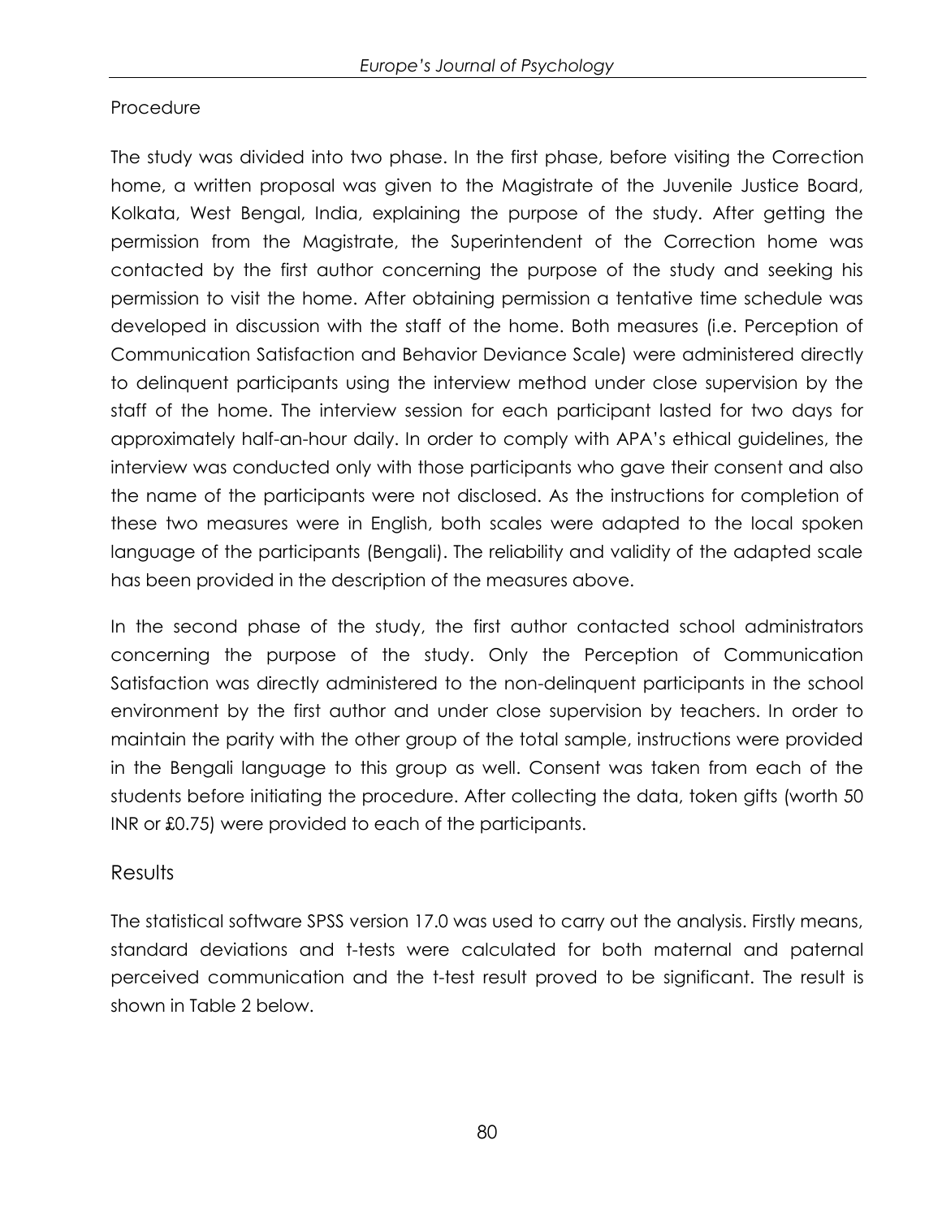## Procedure

The study was divided into two phase. In the first phase, before visiting the Correction home, a written proposal was given to the Magistrate of the Juvenile Justice Board, Kolkata, West Bengal, India, explaining the purpose of the study. After getting the permission from the Magistrate, the Superintendent of the Correction home was contacted by the first author concerning the purpose of the study and seeking his permission to visit the home. After obtaining permission a tentative time schedule was developed in discussion with the staff of the home. Both measures (i.e. Perception of Communication Satisfaction and Behavior Deviance Scale) were administered directly to delinquent participants using the interview method under close supervision by the staff of the home. The interview session for each participant lasted for two days for approximately half-an-hour daily. In order to comply with APA's ethical guidelines, the interview was conducted only with those participants who gave their consent and also the name of the participants were not disclosed. As the instructions for completion of these two measures were in English, both scales were adapted to the local spoken language of the participants (Bengali). The reliability and validity of the adapted scale has been provided in the description of the measures above.

In the second phase of the study, the first author contacted school administrators concerning the purpose of the study. Only the Perception of Communication Satisfaction was directly administered to the non-delinquent participants in the school environment by the first author and under close supervision by teachers. In order to maintain the parity with the other group of the total sample, instructions were provided in the Bengali language to this group as well. Consent was taken from each of the students before initiating the procedure. After collecting the data, token gifts (worth 50 INR or £0.75) were provided to each of the participants.

## Results

The statistical software SPSS version 17.0 was used to carry out the analysis. Firstly means, standard deviations and t-tests were calculated for both maternal and paternal perceived communication and the t-test result proved to be significant. The result is shown in Table 2 below.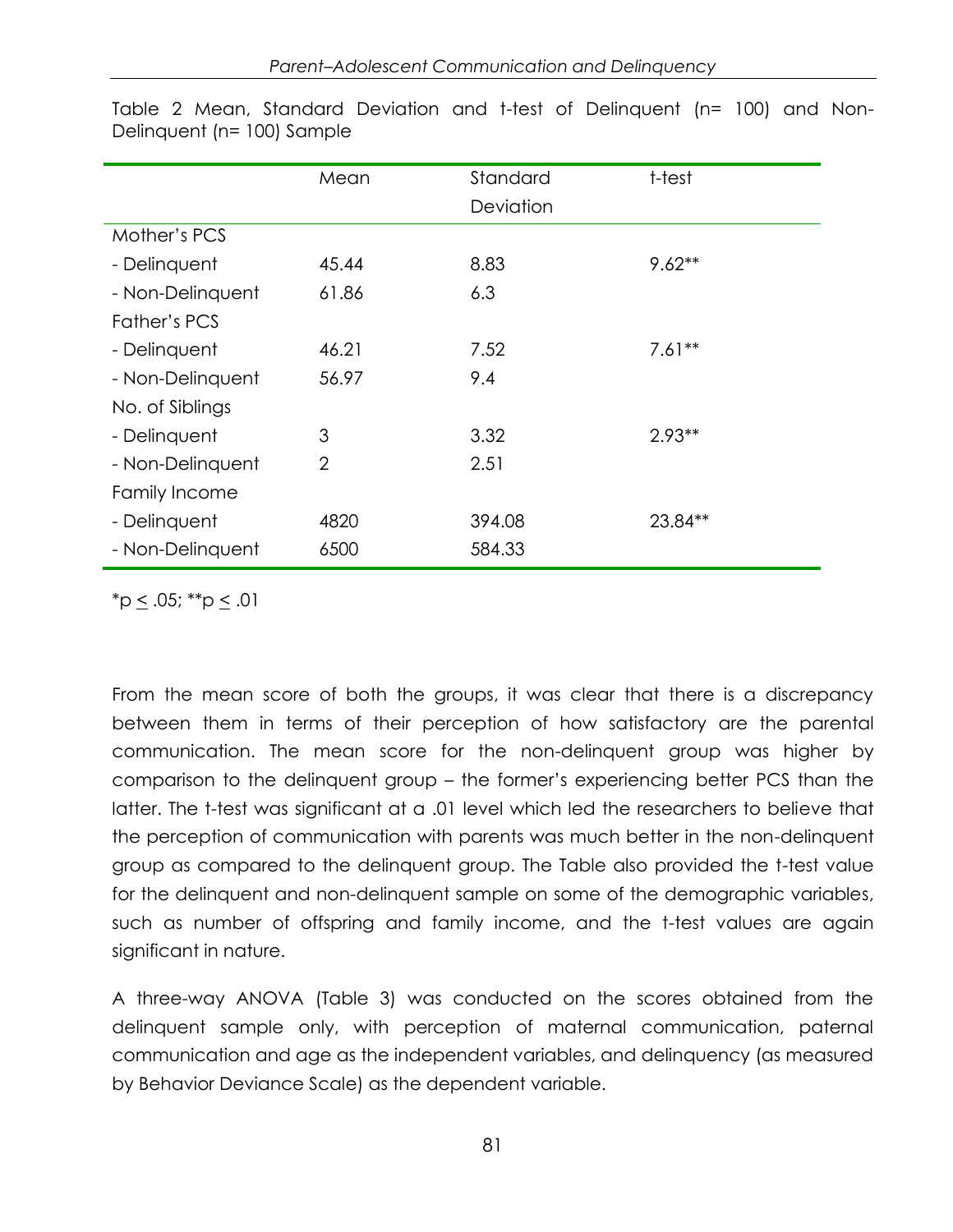Table 2 Mean, Standard Deviation and t-test of Delinquent (n= 100) and Non-Delinquent (n= 100) Sample

| | Mean | Standard Deviation | t-test |
|---|---|---|---|
| Mother's PCS | | | |
| - Delinquent | 45.44 | 8.83 | 9.62** |
| - Non-Delinquent | 61.86 | 6.3 | |
| Father's PCS | | | |
| - Delinquent | 46.21 | 7.52 | 7.61** |
| - Non-Delinquent | 56.97 | 9.4 | |
| No. of Siblings | | | |
| - Delinquent | 3 | 3.32 | 2.93** |
| - Non-Delinquent | 2 | 2.51 | |
| Family Income | | | |
| - Delinquent | 4820 | 394.08 | 23.84** |
| - Non-Delinquent | 6500 | 584.33 | |

*$p \leq .05$; **$p \leq .01$

From the mean score of both the groups, it was clear that there is a discrepancy between them in terms of their perception of how satisfactory are the parental communication. The mean score for the non-delinquent group was higher by comparison to the delinquent group – the former's experiencing better PCS than the latter. The t-test was significant at a .01 level which led the researchers to believe that the perception of communication with parents was much better in the non-delinquent group as compared to the delinquent group. The Table also provided the t-test value for the delinquent and non-delinquent sample on some of the demographic variables, such as number of offspring and family income, and the t-test values are again significant in nature.

A three-way ANOVA (Table 3) was conducted on the scores obtained from the delinquent sample only, with perception of maternal communication, paternal communication and age as the independent variables, and delinquency (as measured by Behavior Deviance Scale) as the dependent variable.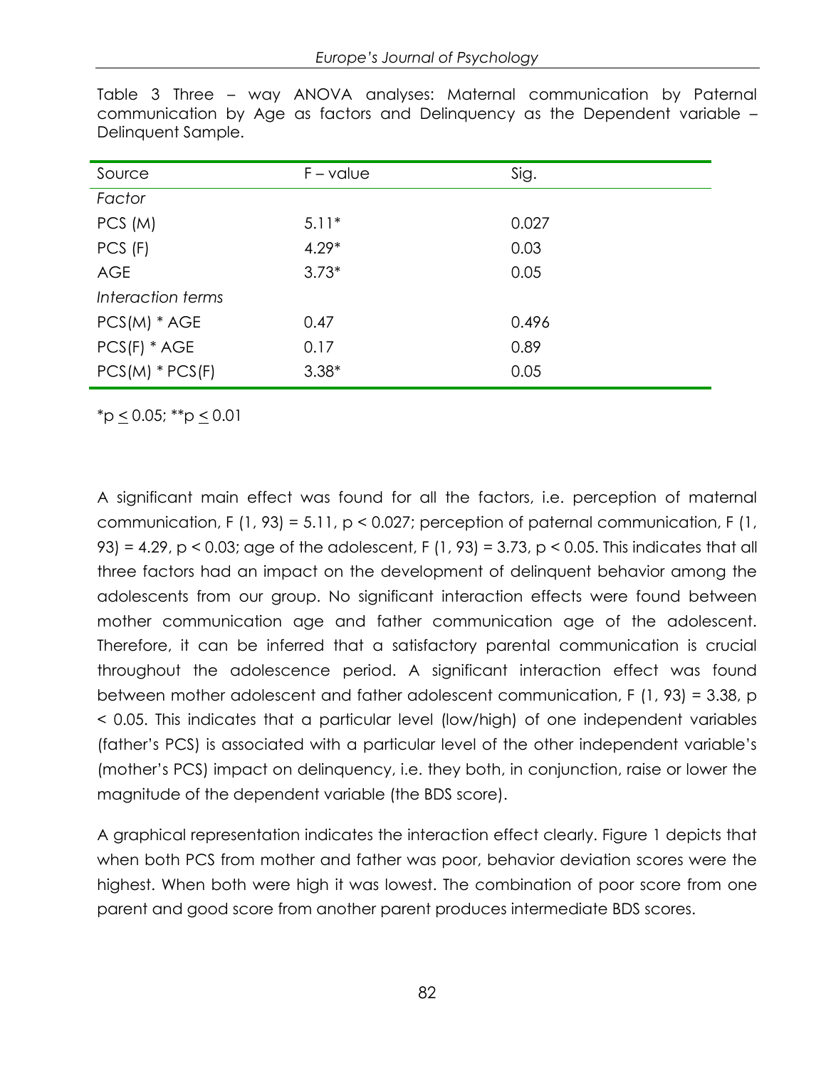Table 3 Three – way ANOVA analyses: Maternal communication by Paternal communication by Age as factors and Delinquency as the Dependent variable – Delinquent Sample.

| Source | F – value | Sig. |
|---|---|---|
| *Factor* | | |
| PCS (M) | 5.11* | 0.027 |
| PCS (F) | 4.29* | 0.03 |
| AGE | 3.73* | 0.05 |
| *Interaction terms* | | |
| PCS(M) * AGE | 0.47 | 0.496 |
| PCS(F) * AGE | 0.17 | 0.89 |
| PCS(M) * PCS(F) | 3.38* | 0.05 |

*p $\leq$ 0.05; **p $\leq$ 0.01

A significant main effect was found for all the factors, i.e. perception of maternal communication, $F(1, 93) = 5.11$, $p < 0.027$; perception of paternal communication, $F(1, 93) = 4.29$, $p < 0.03$; age of the adolescent, $F(1, 93) = 3.73$, $p < 0.05$. This indicates that all three factors had an impact on the development of delinquent behavior among the adolescents from our group. No significant interaction effects were found between mother communication age and father communication age of the adolescent. Therefore, it can be inferred that a satisfactory parental communication is crucial throughout the adolescence period. A significant interaction effect was found between mother adolescent and father adolescent communication, $F(1, 93) = 3.38$, $p < 0.05$. This indicates that a particular level (low/high) of one independent variables (father's PCS) is associated with a particular level of the other independent variable's (mother's PCS) impact on delinquency, i.e. they both, in conjunction, raise or lower the magnitude of the dependent variable (the BDS score).

A graphical representation indicates the interaction effect clearly. Figure 1 depicts that when both PCS from mother and father was poor, behavior deviation scores were the highest. When both were high it was lowest. The combination of poor score from one parent and good score from another parent produces intermediate BDS scores.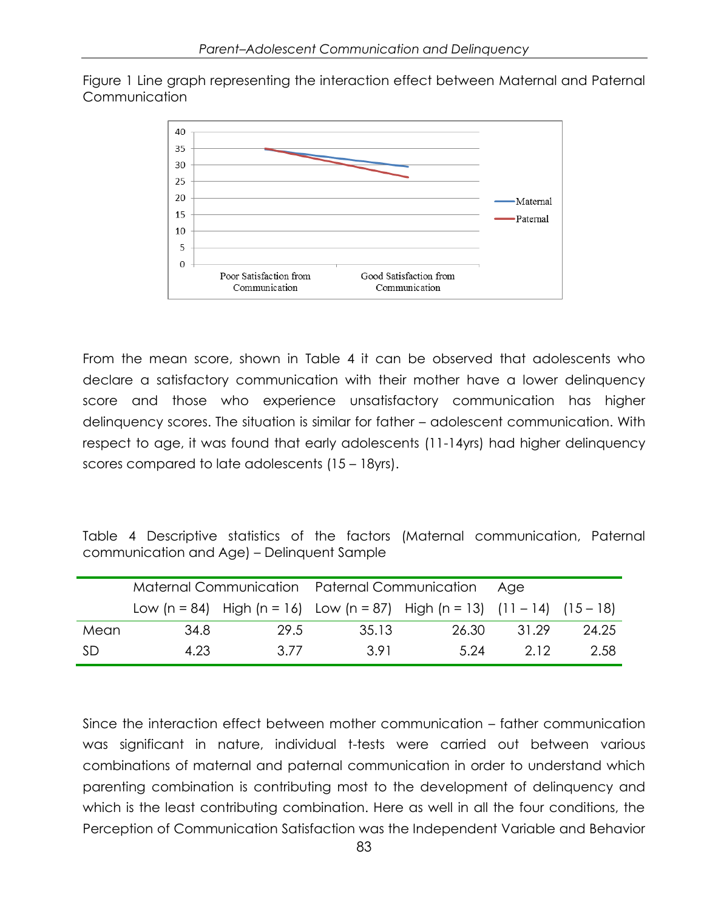Figure 1 Line graph representing the interaction effect between Maternal and Paternal Communication

From the mean score, shown in Table 4 it can be observed that adolescents who declare a satisfactory communication with their mother have a lower delinquency score and those who experience unsatisfactory communication has higher delinquency scores. The situation is similar for father – adolescent communication. With respect to age, it was found that early adolescents (11-14yrs) had higher delinquency scores compared to late adolescents (15 – 18yrs).

Table 4 Descriptive statistics of the factors (Maternal communication, Paternal communication and Age) – Delinquent Sample

| | Maternal Communication | | Paternal Communication | | Age | |
|---|---|---|---|---|---|---|
| | Low (n = 84) | High (n = 16) | Low (n = 87) | High (n = 13) | (11 – 14) | (15 – 18) |
| Mean | 34.8 | 29.5 | 35.13 | 26.30 | 31.29 | 24.25 |
| SD | 4.23 | 3.77 | 3.91 | 5.24 | 2.12 | 2.58 |

Since the interaction effect between mother communication – father communication was significant in nature, individual t-tests were carried out between various combinations of maternal and paternal communication in order to understand which parenting combination is contributing most to the development of delinquency and which is the least contributing combination. Here as well in all the four conditions, the Perception of Communication Satisfaction was the Independent Variable and Behavior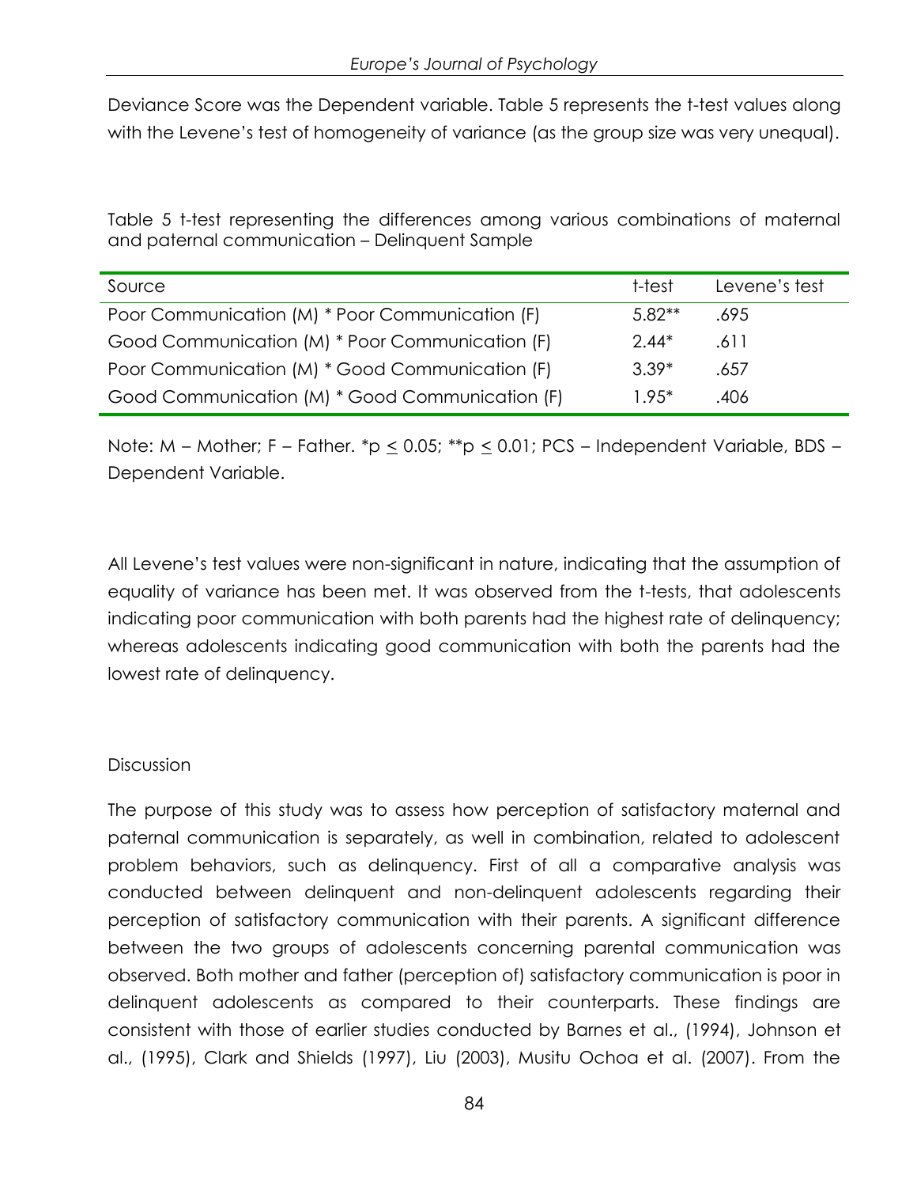Deviance Score was the Dependent variable. Table 5 represents the t-test values along with the Levene's test of homogeneity of variance (as the group size was very unequal).

Table 5 t-test representing the differences among various combinations of maternal and paternal communication – Delinquent Sample

| Source | t-test | Levene's test |
|---|---|---|
| Poor Communication (M) * Poor Communication (F) | 5.82** | .695 |
| Good Communication (M) * Poor Communication (F) | 2.44* | .611 |
| Poor Communication (M) * Good Communication (F) | 3.39* | .657 |
| Good Communication (M) * Good Communication (F) | 1.95* | .406 |

Note: M – Mother; F – Father. *$p \leq 0.05$; **$p \leq 0.01$; PCS – Independent Variable, BDS – Dependent Variable.

All Levene's test values were non-significant in nature, indicating that the assumption of equality of variance has been met. It was observed from the t-tests, that adolescents indicating poor communication with both parents had the highest rate of delinquency; whereas adolescents indicating good communication with both the parents had the lowest rate of delinquency.

## Discussion

The purpose of this study was to assess how perception of satisfactory maternal and paternal communication is separately, as well in combination, related to adolescent problem behaviors, such as delinquency. First of all a comparative analysis was conducted between delinquent and non-delinquent adolescents regarding their perception of satisfactory communication with their parents. A significant difference between the two groups of adolescents concerning parental communication was observed. Both mother and father (perception of) satisfactory communication is poor in delinquent adolescents as compared to their counterparts. These findings are consistent with those of earlier studies conducted by Barnes et al., (1994), Johnson et al., (1995), Clark and Shields (1997), Liu (2003), Musitu Ochoa et al. (2007). From the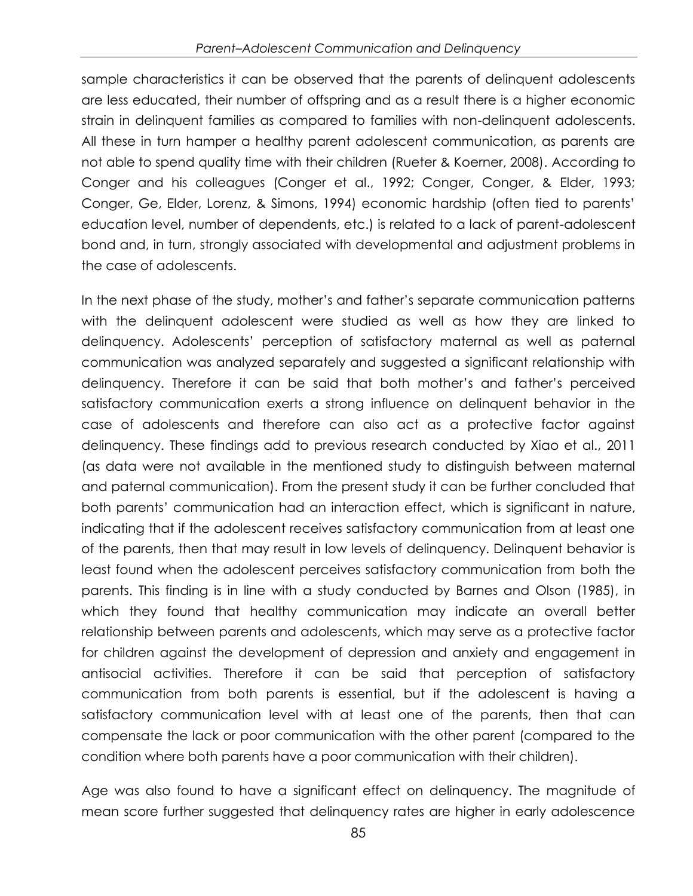sample characteristics it can be observed that the parents of delinquent adolescents are less educated, their number of offspring and as a result there is a higher economic strain in delinquent families as compared to families with non-delinquent adolescents. All these in turn hamper a healthy parent adolescent communication, as parents are not able to spend quality time with their children (Rueter & Koerner, 2008). According to Conger and his colleagues (Conger et al., 1992; Conger, Conger, & Elder, 1993; Conger, Ge, Elder, Lorenz, & Simons, 1994) economic hardship (often tied to parents' education level, number of dependents, etc.) is related to a lack of parent-adolescent bond and, in turn, strongly associated with developmental and adjustment problems in the case of adolescents.

In the next phase of the study, mother's and father's separate communication patterns with the delinquent adolescent were studied as well as how they are linked to delinquency. Adolescents' perception of satisfactory maternal as well as paternal communication was analyzed separately and suggested a significant relationship with delinquency. Therefore it can be said that both mother's and father's perceived satisfactory communication exerts a strong influence on delinquent behavior in the case of adolescents and therefore can also act as a protective factor against delinquency. These findings add to previous research conducted by Xiao et al., 2011 (as data were not available in the mentioned study to distinguish between maternal and paternal communication). From the present study it can be further concluded that both parents' communication had an interaction effect, which is significant in nature, indicating that if the adolescent receives satisfactory communication from at least one of the parents, then that may result in low levels of delinquency. Delinquent behavior is least found when the adolescent perceives satisfactory communication from both the parents. This finding is in line with a study conducted by Barnes and Olson (1985), in which they found that healthy communication may indicate an overall better relationship between parents and adolescents, which may serve as a protective factor for children against the development of depression and anxiety and engagement in antisocial activities. Therefore it can be said that perception of satisfactory communication from both parents is essential, but if the adolescent is having a satisfactory communication level with at least one of the parents, then that can compensate the lack or poor communication with the other parent (compared to the condition where both parents have a poor communication with their children).

Age was also found to have a significant effect on delinquency. The magnitude of mean score further suggested that delinquency rates are higher in early adolescence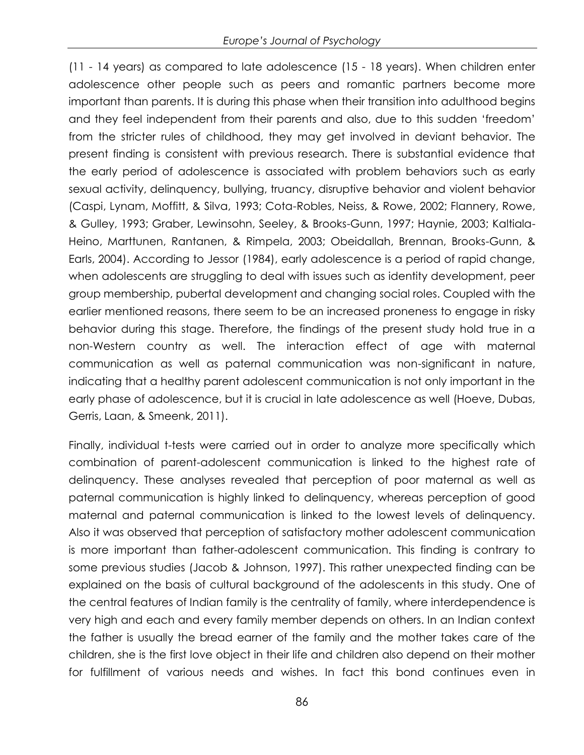(11 - 14 years) as compared to late adolescence (15 - 18 years). When children enter adolescence other people such as peers and romantic partners become more important than parents. It is during this phase when their transition into adulthood begins and they feel independent from their parents and also, due to this sudden 'freedom' from the stricter rules of childhood, they may get involved in deviant behavior. The present finding is consistent with previous research. There is substantial evidence that the early period of adolescence is associated with problem behaviors such as early sexual activity, delinquency, bullying, truancy, disruptive behavior and violent behavior (Caspi, Lynam, Moffitt, & Silva, 1993; Cota-Robles, Neiss, & Rowe, 2002; Flannery, Rowe, & Gulley, 1993; Graber, Lewinsohn, Seeley, & Brooks-Gunn, 1997; Haynie, 2003; Kaltiala-Heino, Marttunen, Rantanen, & Rimpela, 2003; Obeidallah, Brennan, Brooks-Gunn, & Earls, 2004). According to Jessor (1984), early adolescence is a period of rapid change, when adolescents are struggling to deal with issues such as identity development, peer group membership, pubertal development and changing social roles. Coupled with the earlier mentioned reasons, there seem to be an increased proneness to engage in risky behavior during this stage. Therefore, the findings of the present study hold true in a non-Western country as well. The interaction effect of age with maternal communication as well as paternal communication was non-significant in nature, indicating that a healthy parent adolescent communication is not only important in the early phase of adolescence, but it is crucial in late adolescence as well (Hoeve, Dubas, Gerris, Laan, & Smeenk, 2011).

Finally, individual t-tests were carried out in order to analyze more specifically which combination of parent-adolescent communication is linked to the highest rate of delinquency. These analyses revealed that perception of poor maternal as well as paternal communication is highly linked to delinquency, whereas perception of good maternal and paternal communication is linked to the lowest levels of delinquency. Also it was observed that perception of satisfactory mother adolescent communication is more important than father-adolescent communication. This finding is contrary to some previous studies (Jacob & Johnson, 1997). This rather unexpected finding can be explained on the basis of cultural background of the adolescents in this study. One of the central features of Indian family is the centrality of family, where interdependence is very high and each and every family member depends on others. In an Indian context the father is usually the bread earner of the family and the mother takes care of the children, she is the first love object in their life and children also depend on their mother for fulfillment of various needs and wishes. In fact this bond continues even in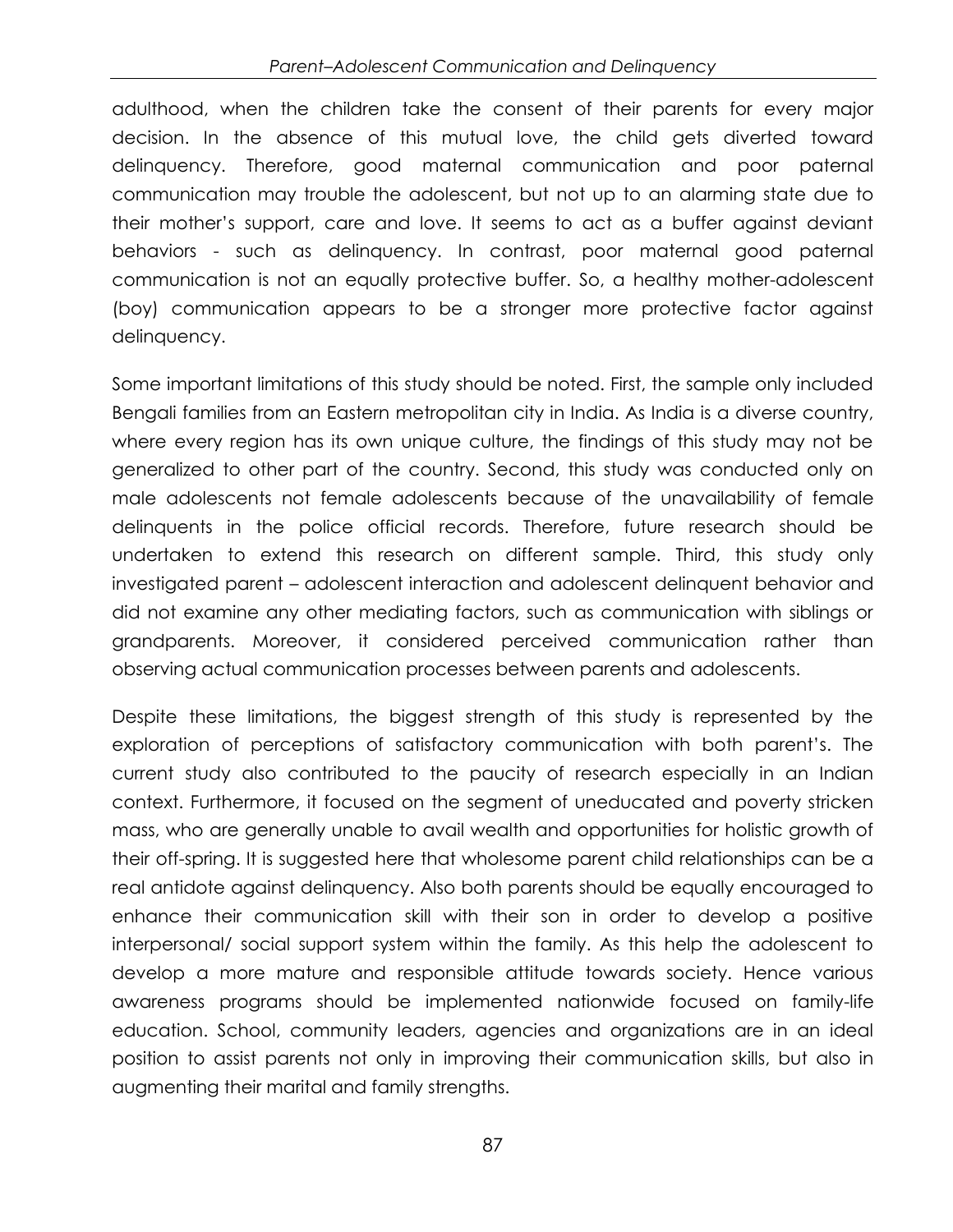adulthood, when the children take the consent of their parents for every major decision. In the absence of this mutual love, the child gets diverted toward delinquency. Therefore, good maternal communication and poor paternal communication may trouble the adolescent, but not up to an alarming state due to their mother's support, care and love. It seems to act as a buffer against deviant behaviors - such as delinquency. In contrast, poor maternal good paternal communication is not an equally protective buffer. So, a healthy mother-adolescent (boy) communication appears to be a stronger more protective factor against delinquency.

Some important limitations of this study should be noted. First, the sample only included Bengali families from an Eastern metropolitan city in India. As India is a diverse country, where every region has its own unique culture, the findings of this study may not be generalized to other part of the country. Second, this study was conducted only on male adolescents not female adolescents because of the unavailability of female delinquents in the police official records. Therefore, future research should be undertaken to extend this research on different sample. Third, this study only investigated parent – adolescent interaction and adolescent delinquent behavior and did not examine any other mediating factors, such as communication with siblings or grandparents. Moreover, it considered perceived communication rather than observing actual communication processes between parents and adolescents.

Despite these limitations, the biggest strength of this study is represented by the exploration of perceptions of satisfactory communication with both parent's. The current study also contributed to the paucity of research especially in an Indian context. Furthermore, it focused on the segment of uneducated and poverty stricken mass, who are generally unable to avail wealth and opportunities for holistic growth of their off-spring. It is suggested here that wholesome parent child relationships can be a real antidote against delinquency. Also both parents should be equally encouraged to enhance their communication skill with their son in order to develop a positive interpersonal/ social support system within the family. As this help the adolescent to develop a more mature and responsible attitude towards society. Hence various awareness programs should be implemented nationwide focused on family-life education. School, community leaders, agencies and organizations are in an ideal position to assist parents not only in improving their communication skills, but also in augmenting their marital and family strengths.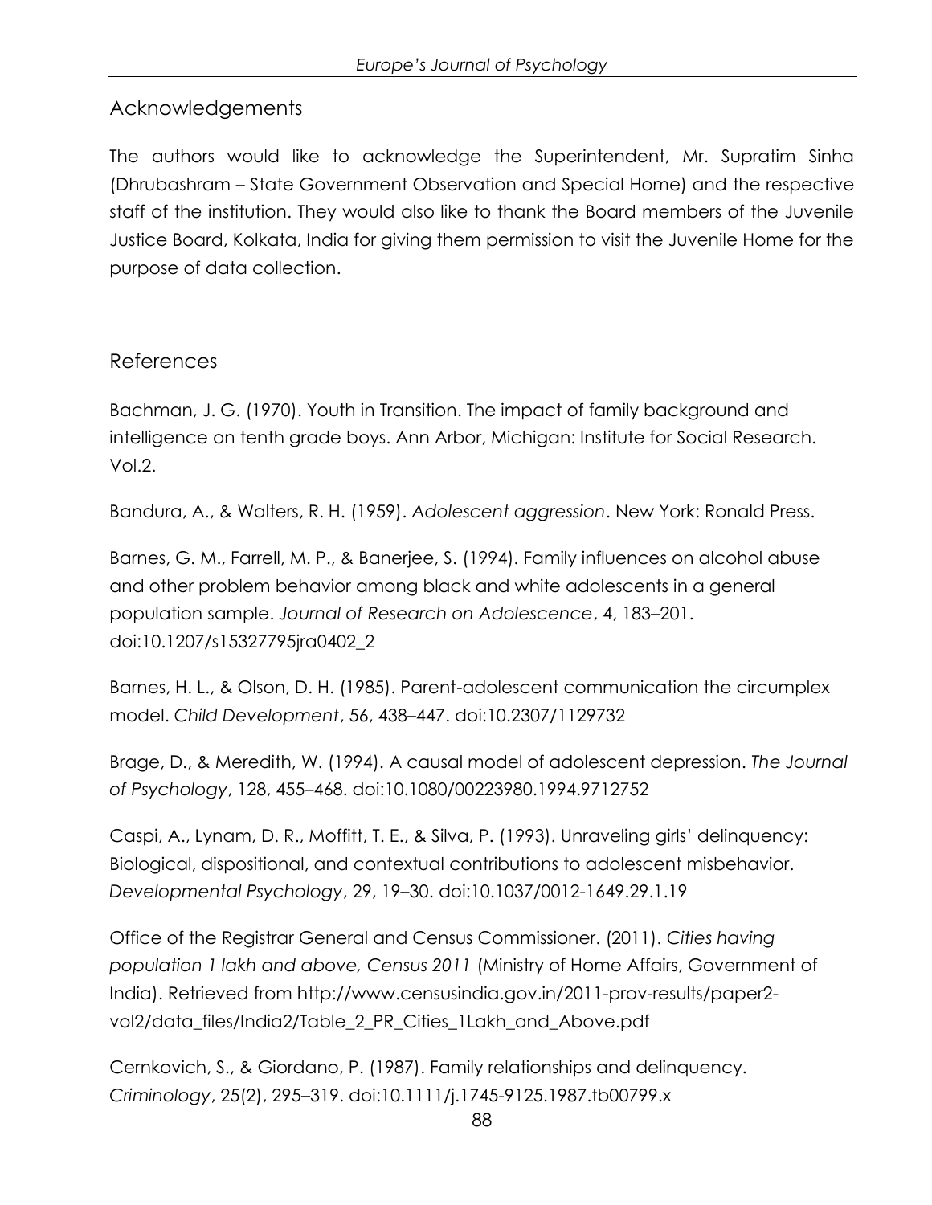## Acknowledgements

The authors would like to acknowledge the Superintendent, Mr. Supratim Sinha (Dhrubashram – State Government Observation and Special Home) and the respective staff of the institution. They would also like to thank the Board members of the Juvenile Justice Board, Kolkata, India for giving them permission to visit the Juvenile Home for the purpose of data collection.

## References

Bachman, J. G. (1970). Youth in Transition. The impact of family background and intelligence on tenth grade boys. Ann Arbor, Michigan: Institute for Social Research. Vol.2.

Bandura, A., & Walters, R. H. (1959). *Adolescent aggression*. New York: Ronald Press.

Barnes, G. M., Farrell, M. P., & Banerjee, S. (1994). Family influences on alcohol abuse and other problem behavior among black and white adolescents in a general population sample. *Journal of Research on Adolescence*, 4, 183–201. doi:10.1207/s15327795jra0402_2

Barnes, H. L., & Olson, D. H. (1985). Parent-adolescent communication the circumplex model. *Child Development*, 56, 438–447. doi:10.2307/1129732

Brage, D., & Meredith, W. (1994). A causal model of adolescent depression. *The Journal of Psychology*, 128, 455–468. doi:10.1080/00223980.1994.9712752

Caspi, A., Lynam, D. R., Moffitt, T. E., & Silva, P. (1993). Unraveling girls' delinquency: Biological, dispositional, and contextual contributions to adolescent misbehavior. *Developmental Psychology*, 29, 19–30. doi:10.1037/0012-1649.29.1.19

Office of the Registrar General and Census Commissioner. (2011). *Cities having population 1 lakh and above, Census 2011* (Ministry of Home Affairs, Government of India). Retrieved from http://www.censusindia.gov.in/2011-prov-results/paper2-vol2/data_files/India2/Table_2_PR_Cities_1Lakh_and_Above.pdf

Cernkovich, S., & Giordano, P. (1987). Family relationships and delinquency. *Criminology*, 25(2), 295–319. doi:10.1111/j.1745-9125.1987.tb00799.x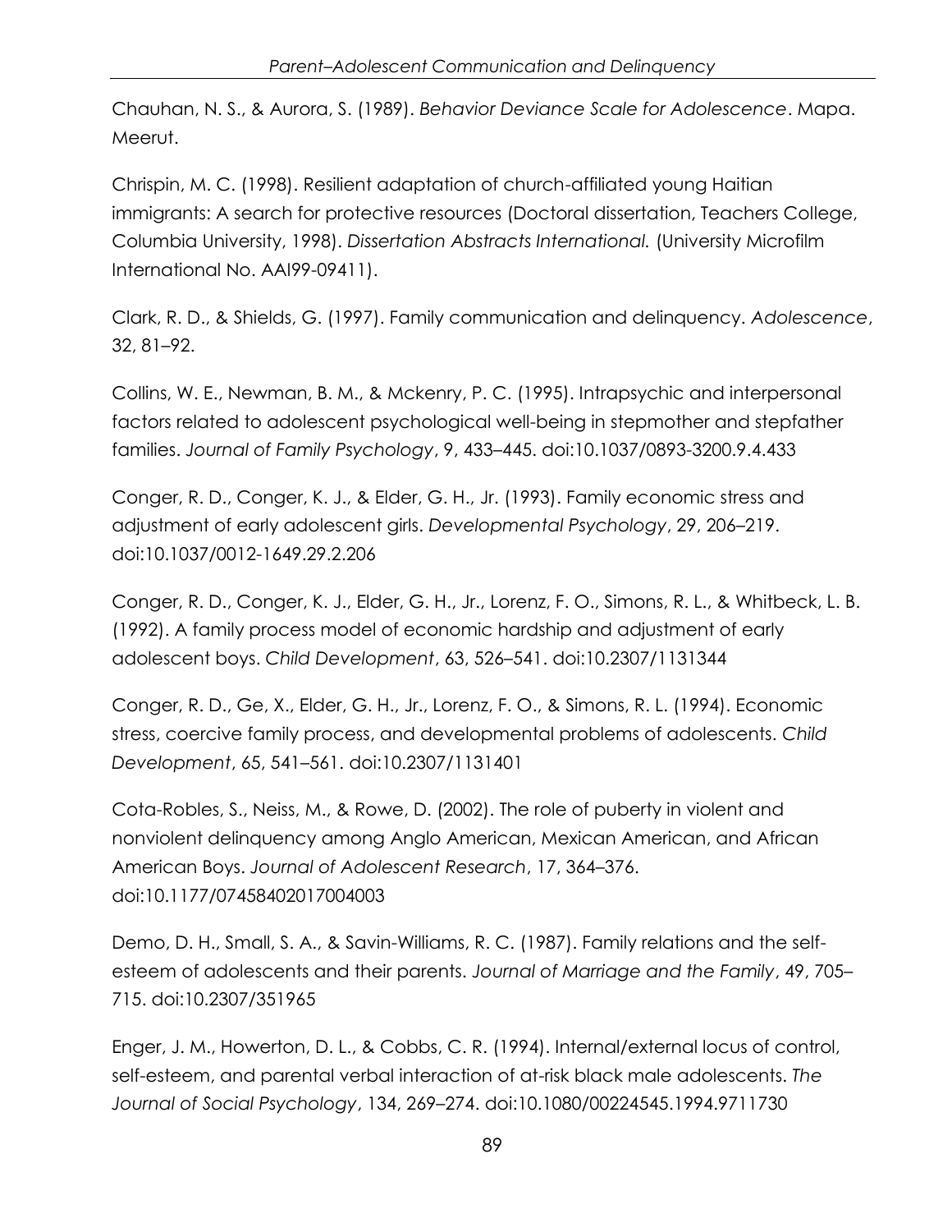Chauhan, N. S., & Aurora, S. (1989). *Behavior Deviance Scale for Adolescence*. Mapa. Meerut.

Chrispin, M. C. (1998). Resilient adaptation of church-affiliated young Haitian immigrants: A search for protective resources (Doctoral dissertation, Teachers College, Columbia University, 1998). *Dissertation Abstracts International.* (University Microfilm International No. AAI99-09411).

Clark, R. D., & Shields, G. (1997). Family communication and delinquency. *Adolescence*, 32, 81–92.

Collins, W. E., Newman, B. M., & Mckenry, P. C. (1995). Intrapsychic and interpersonal factors related to adolescent psychological well-being in stepmother and stepfather families. *Journal of Family Psychology*, 9, 433–445. doi:10.1037/0893-3200.9.4.433

Conger, R. D., Conger, K. J., & Elder, G. H., Jr. (1993). Family economic stress and adjustment of early adolescent girls. *Developmental Psychology*, 29, 206–219. doi:10.1037/0012-1649.29.2.206

Conger, R. D., Conger, K. J., Elder, G. H., Jr., Lorenz, F. O., Simons, R. L., & Whitbeck, L. B. (1992). A family process model of economic hardship and adjustment of early adolescent boys. *Child Development*, 63, 526–541. doi:10.2307/1131344

Conger, R. D., Ge, X., Elder, G. H., Jr., Lorenz, F. O., & Simons, R. L. (1994). Economic stress, coercive family process, and developmental problems of adolescents. *Child Development*, 65, 541–561. doi:10.2307/1131401

Cota-Robles, S., Neiss, M., & Rowe, D. (2002). The role of puberty in violent and nonviolent delinquency among Anglo American, Mexican American, and African American Boys. *Journal of Adolescent Research*, 17, 364–376. doi:10.1177/07458402017004003

Demo, D. H., Small, S. A., & Savin-Williams, R. C. (1987). Family relations and the self-esteem of adolescents and their parents. *Journal of Marriage and the Family*, 49, 705–715. doi:10.2307/351965

Enger, J. M., Howerton, D. L., & Cobbs, C. R. (1994). Internal/external locus of control, self-esteem, and parental verbal interaction of at-risk black male adolescents. *The Journal of Social Psychology*, 134, 269–274. doi:10.1080/00224545.1994.9711730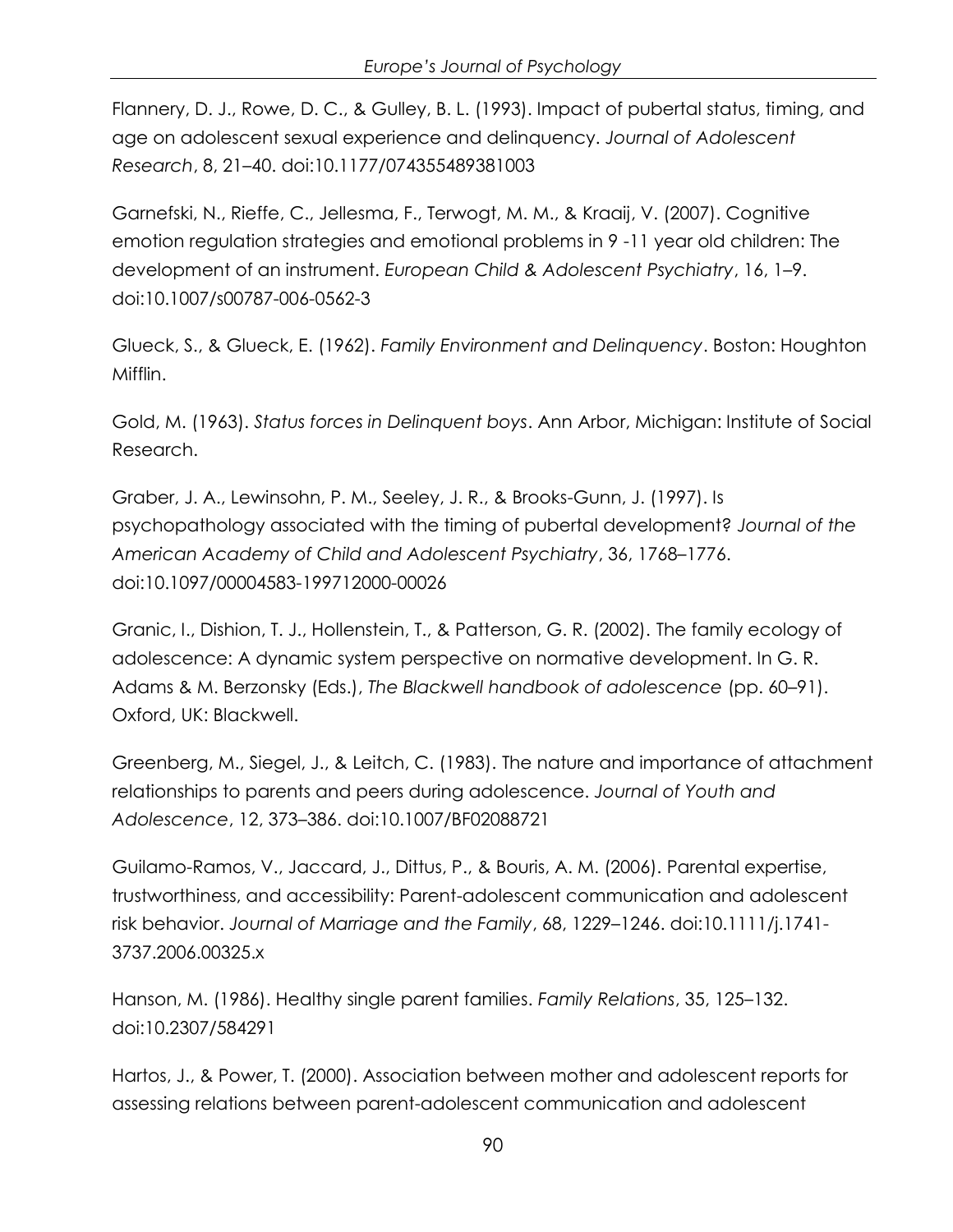Flannery, D. J., Rowe, D. C., & Gulley, B. L. (1993). Impact of pubertal status, timing, and age on adolescent sexual experience and delinquency. *Journal of Adolescent Research*, 8, 21–40. doi:10.1177/074355489381003

Garnefski, N., Rieffe, C., Jellesma, F., Terwogt, M. M., & Kraaij, V. (2007). Cognitive emotion regulation strategies and emotional problems in 9 -11 year old children: The development of an instrument. *European Child & Adolescent Psychiatry*, 16, 1–9. doi:10.1007/s00787-006-0562-3

Glueck, S., & Glueck, E. (1962). *Family Environment and Delinquency*. Boston: Houghton Mifflin.

Gold, M. (1963). *Status forces in Delinquent boys*. Ann Arbor, Michigan: Institute of Social Research.

Graber, J. A., Lewinsohn, P. M., Seeley, J. R., & Brooks-Gunn, J. (1997). Is psychopathology associated with the timing of pubertal development? *Journal of the American Academy of Child and Adolescent Psychiatry*, 36, 1768–1776. doi:10.1097/00004583-199712000-00026

Granic, I., Dishion, T. J., Hollenstein, T., & Patterson, G. R. (2002). The family ecology of adolescence: A dynamic system perspective on normative development. In G. R. Adams & M. Berzonsky (Eds.), *The Blackwell handbook of adolescence* (pp. 60–91). Oxford, UK: Blackwell.

Greenberg, M., Siegel, J., & Leitch, C. (1983). The nature and importance of attachment relationships to parents and peers during adolescence. *Journal of Youth and Adolescence*, 12, 373–386. doi:10.1007/BF02088721

Guilamo-Ramos, V., Jaccard, J., Dittus, P., & Bouris, A. M. (2006). Parental expertise, trustworthiness, and accessibility: Parent-adolescent communication and adolescent risk behavior. *Journal of Marriage and the Family*, 68, 1229–1246. doi:10.1111/j.1741-3737.2006.00325.x

Hanson, M. (1986). Healthy single parent families. *Family Relations*, 35, 125–132. doi:10.2307/584291

Hartos, J., & Power, T. (2000). Association between mother and adolescent reports for assessing relations between parent-adolescent communication and adolescent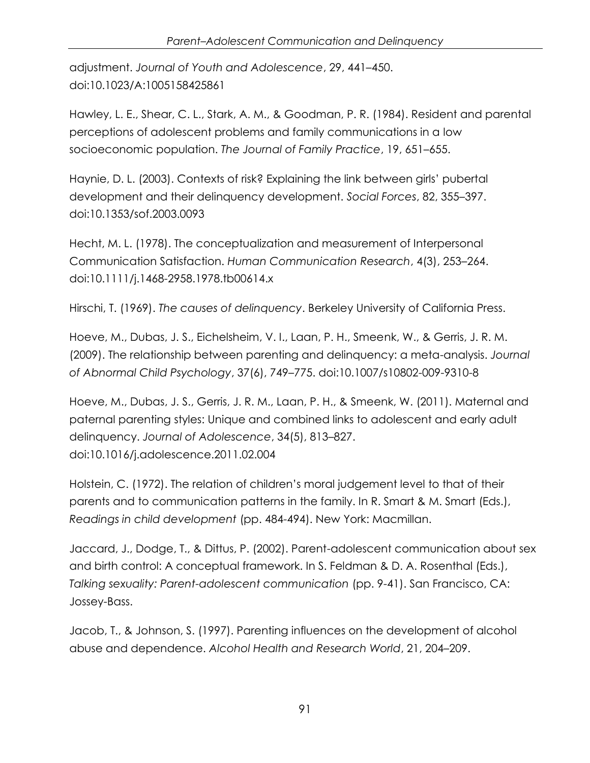adjustment. *Journal of Youth and Adolescence*, 29, 441–450. doi:10.1023/A:1005158425861

Hawley, L. E., Shear, C. L., Stark, A. M., & Goodman, P. R. (1984). Resident and parental perceptions of adolescent problems and family communications in a low socioeconomic population. *The Journal of Family Practice*, 19, 651–655.

Haynie, D. L. (2003). Contexts of risk? Explaining the link between girls' pubertal development and their delinquency development. *Social Forces*, 82, 355–397. doi:10.1353/sof.2003.0093

Hecht, M. L. (1978). The conceptualization and measurement of Interpersonal Communication Satisfaction. *Human Communication Research*, 4(3), 253–264. doi:10.1111/j.1468-2958.1978.tb00614.x

Hirschi, T. (1969). *The causes of delinquency*. Berkeley University of California Press.

Hoeve, M., Dubas, J. S., Eichelsheim, V. I., Laan, P. H., Smeenk, W., & Gerris, J. R. M. (2009). The relationship between parenting and delinquency: a meta-analysis. *Journal of Abnormal Child Psychology*, 37(6), 749–775. doi:10.1007/s10802-009-9310-8

Hoeve, M., Dubas, J. S., Gerris, J. R. M., Laan, P. H., & Smeenk, W. (2011). Maternal and paternal parenting styles: Unique and combined links to adolescent and early adult delinquency. *Journal of Adolescence*, 34(5), 813–827. doi:10.1016/j.adolescence.2011.02.004

Holstein, C. (1972). The relation of children's moral judgement level to that of their parents and to communication patterns in the family. In R. Smart & M. Smart (Eds.), *Readings in child development* (pp. 484-494). New York: Macmillan.

Jaccard, J., Dodge, T., & Dittus, P. (2002). Parent-adolescent communication about sex and birth control: A conceptual framework. In S. Feldman & D. A. Rosenthal (Eds.), *Talking sexuality: Parent-adolescent communication* (pp. 9-41). San Francisco, CA: Jossey-Bass.

Jacob, T., & Johnson, S. (1997). Parenting influences on the development of alcohol abuse and dependence. *Alcohol Health and Research World*, 21, 204–209.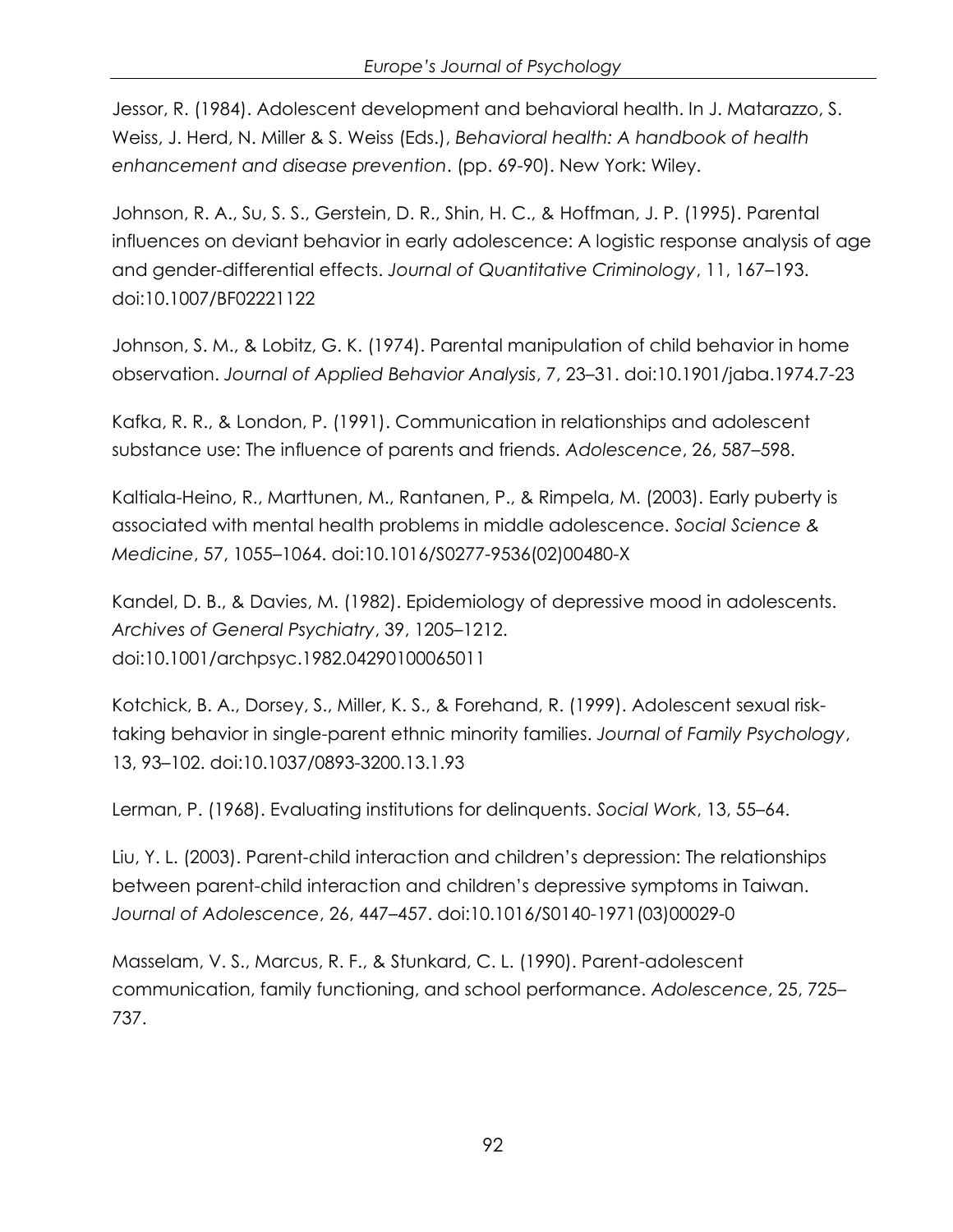Jessor, R. (1984). Adolescent development and behavioral health. In J. Matarazzo, S. Weiss, J. Herd, N. Miller & S. Weiss (Eds.), *Behavioral health: A handbook of health enhancement and disease prevention*. (pp. 69-90). New York: Wiley.

Johnson, R. A., Su, S. S., Gerstein, D. R., Shin, H. C., & Hoffman, J. P. (1995). Parental influences on deviant behavior in early adolescence: A logistic response analysis of age and gender-differential effects. *Journal of Quantitative Criminology*, 11, 167–193. doi:10.1007/BF02221122

Johnson, S. M., & Lobitz, G. K. (1974). Parental manipulation of child behavior in home observation. *Journal of Applied Behavior Analysis*, 7, 23–31. doi:10.1901/jaba.1974.7-23

Kafka, R. R., & London, P. (1991). Communication in relationships and adolescent substance use: The influence of parents and friends. *Adolescence*, 26, 587–598.

Kaltiala-Heino, R., Marttunen, M., Rantanen, P., & Rimpela, M. (2003). Early puberty is associated with mental health problems in middle adolescence. *Social Science & Medicine*, 57, 1055–1064. doi:10.1016/S0277-9536(02)00480-X

Kandel, D. B., & Davies, M. (1982). Epidemiology of depressive mood in adolescents. *Archives of General Psychiatry*, 39, 1205–1212. doi:10.1001/archpsyc.1982.04290100065011

Kotchick, B. A., Dorsey, S., Miller, K. S., & Forehand, R. (1999). Adolescent sexual risk-taking behavior in single-parent ethnic minority families. *Journal of Family Psychology*, 13, 93–102. doi:10.1037/0893-3200.13.1.93

Lerman, P. (1968). Evaluating institutions for delinquents. *Social Work*, 13, 55–64.

Liu, Y. L. (2003). Parent-child interaction and children's depression: The relationships between parent-child interaction and children's depressive symptoms in Taiwan. *Journal of Adolescence*, 26, 447–457. doi:10.1016/S0140-1971(03)00029-0

Masselam, V. S., Marcus, R. F., & Stunkard, C. L. (1990). Parent-adolescent communication, family functioning, and school performance. *Adolescence*, 25, 725–737.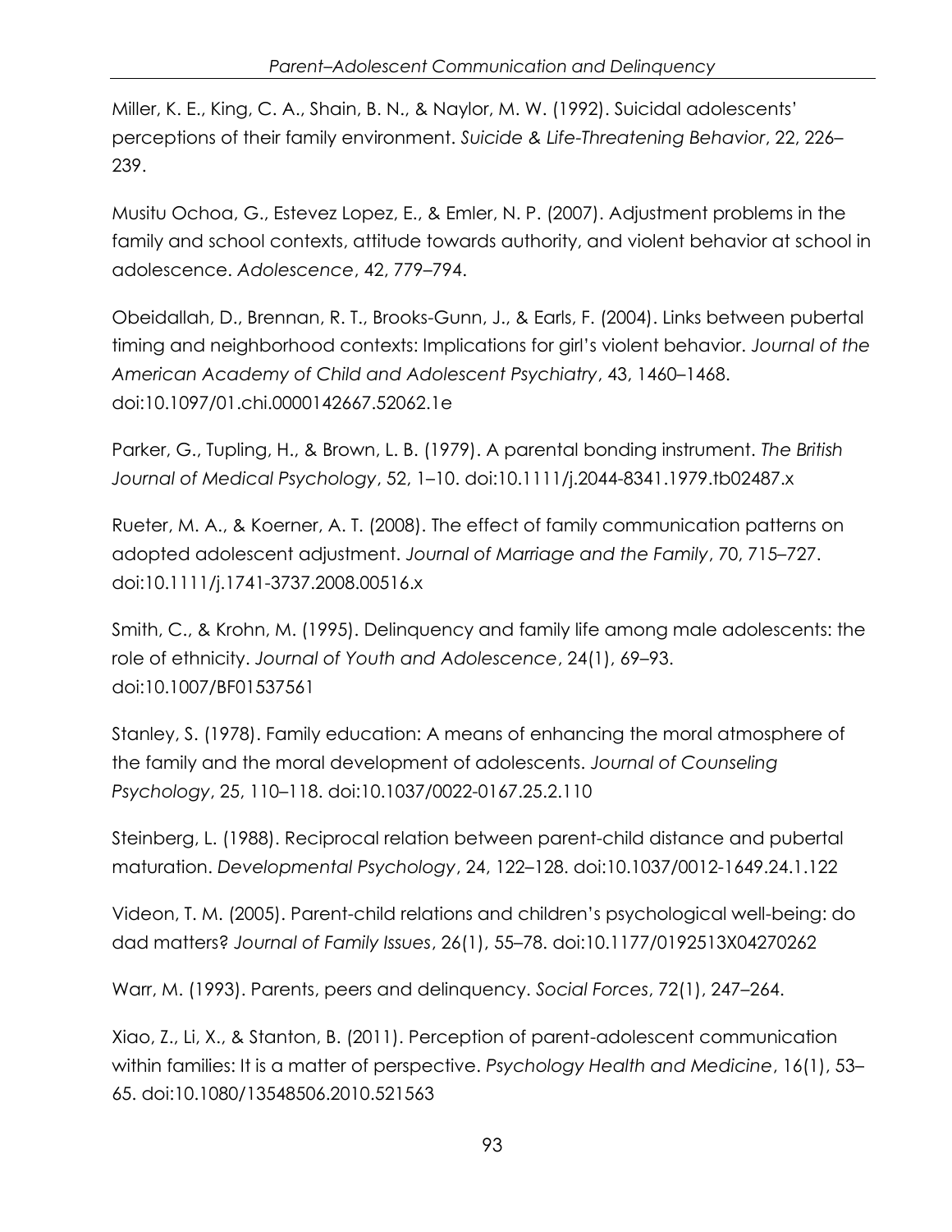Miller, K. E., King, C. A., Shain, B. N., & Naylor, M. W. (1992). Suicidal adolescents' perceptions of their family environment. *Suicide & Life-Threatening Behavior*, 22, 226–239.

Musitu Ochoa, G., Estevez Lopez, E., & Emler, N. P. (2007). Adjustment problems in the family and school contexts, attitude towards authority, and violent behavior at school in adolescence. *Adolescence*, 42, 779–794.

Obeidallah, D., Brennan, R. T., Brooks-Gunn, J., & Earls, F. (2004). Links between pubertal timing and neighborhood contexts: Implications for girl's violent behavior. *Journal of the American Academy of Child and Adolescent Psychiatry*, 43, 1460–1468. doi:10.1097/01.chi.0000142667.52062.1e

Parker, G., Tupling, H., & Brown, L. B. (1979). A parental bonding instrument. *The British Journal of Medical Psychology*, 52, 1–10. doi:10.1111/j.2044-8341.1979.tb02487.x

Rueter, M. A., & Koerner, A. T. (2008). The effect of family communication patterns on adopted adolescent adjustment. *Journal of Marriage and the Family*, 70, 715–727. doi:10.1111/j.1741-3737.2008.00516.x

Smith, C., & Krohn, M. (1995). Delinquency and family life among male adolescents: the role of ethnicity. *Journal of Youth and Adolescence*, 24(1), 69–93. doi:10.1007/BF01537561

Stanley, S. (1978). Family education: A means of enhancing the moral atmosphere of the family and the moral development of adolescents. *Journal of Counseling Psychology*, 25, 110–118. doi:10.1037/0022-0167.25.2.110

Steinberg, L. (1988). Reciprocal relation between parent-child distance and pubertal maturation. *Developmental Psychology*, 24, 122–128. doi:10.1037/0012-1649.24.1.122

Videon, T. M. (2005). Parent-child relations and children's psychological well-being: do dad matters? *Journal of Family Issues*, 26(1), 55–78. doi:10.1177/0192513X04270262

Warr, M. (1993). Parents, peers and delinquency. *Social Forces*, 72(1), 247–264.

Xiao, Z., Li, X., & Stanton, B. (2011). Perception of parent-adolescent communication within families: It is a matter of perspective. *Psychology Health and Medicine*, 16(1), 53–65. doi:10.1080/13548506.2010.521563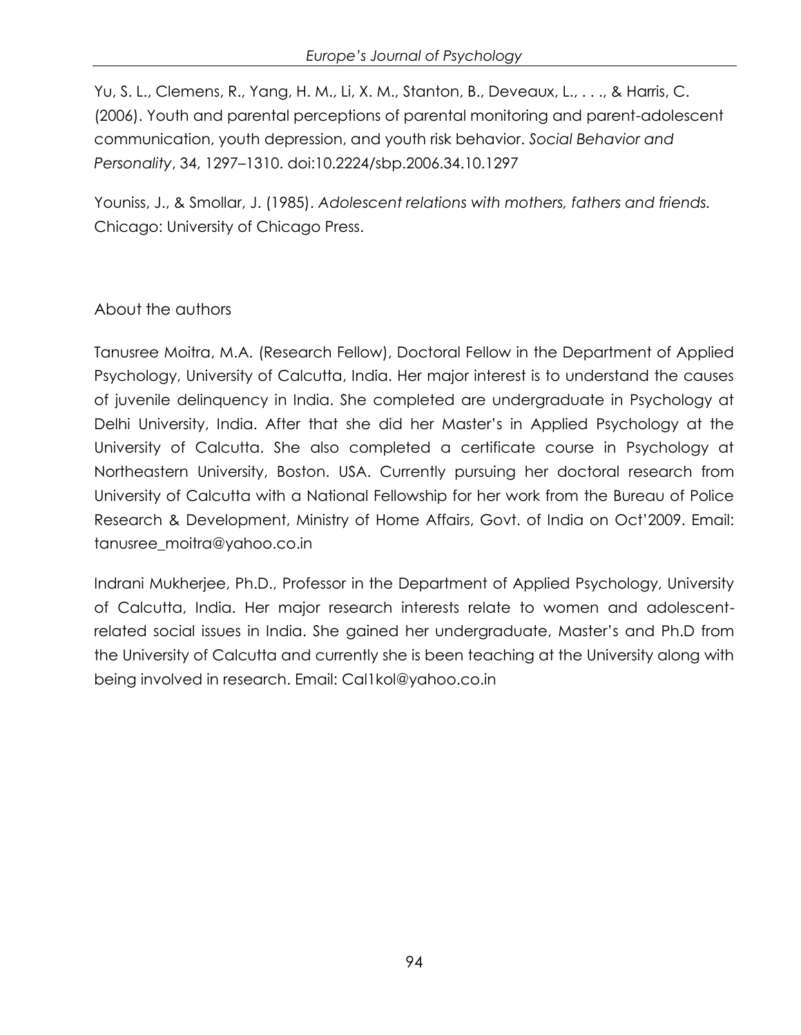Yu, S. L., Clemens, R., Yang, H. M., Li, X. M., Stanton, B., Deveaux, L., . . ., & Harris, C. (2006). Youth and parental perceptions of parental monitoring and parent-adolescent communication, youth depression, and youth risk behavior. *Social Behavior and Personality*, 34, 1297–1310. doi:10.2224/sbp.2006.34.10.1297

Youniss, J., & Smollar, J. (1985). *Adolescent relations with mothers, fathers and friends.* Chicago: University of Chicago Press.

## About the authors

Tanusree Moitra, M.A. (Research Fellow), Doctoral Fellow in the Department of Applied Psychology, University of Calcutta, India. Her major interest is to understand the causes of juvenile delinquency in India. She completed are undergraduate in Psychology at Delhi University, India. After that she did her Master's in Applied Psychology at the University of Calcutta. She also completed a certificate course in Psychology at Northeastern University, Boston. USA. Currently pursuing her doctoral research from University of Calcutta with a National Fellowship for her work from the Bureau of Police Research & Development, Ministry of Home Affairs, Govt. of India on Oct'2009. Email: tanusree_moitra@yahoo.co.in

Indrani Mukherjee, Ph.D., Professor in the Department of Applied Psychology, University of Calcutta, India. Her major research interests relate to women and adolescent-related social issues in India. She gained her undergraduate, Master's and Ph.D from the University of Calcutta and currently she is been teaching at the University along with being involved in research. Email: Cal1kol@yahoo.co.in